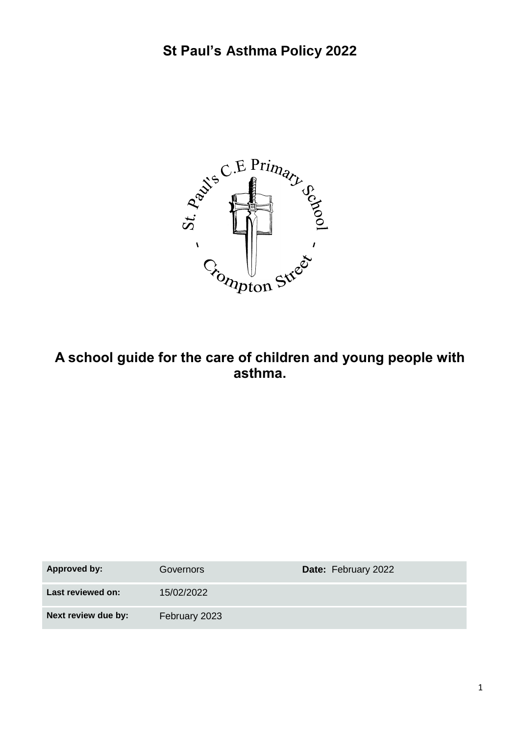# St Paul's Asthma Policy 2022

St. Paul's C.E Primary School - Crompton Street -

## A school guide for the care of children and young people with asthma.

| Approved by: | Governors | Date: February 2022 |
| --- | --- | --- |
| Last reviewed on: | 15/02/2022 | |
| Next review due by: | February 2023 | |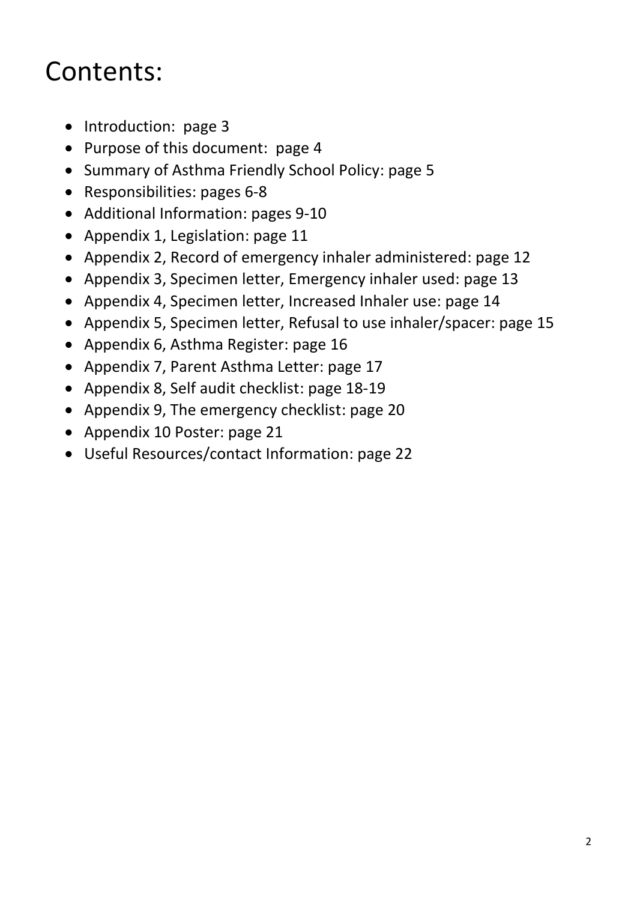# Contents:

- Introduction:  page 3
- Purpose of this document:  page 4
- Summary of Asthma Friendly School Policy: page 5
- Responsibilities: pages 6-8
- Additional Information: pages 9-10
- Appendix 1, Legislation: page 11
- Appendix 2, Record of emergency inhaler administered: page 12
- Appendix 3, Specimen letter, Emergency inhaler used: page 13
- Appendix 4, Specimen letter, Increased Inhaler use: page 14
- Appendix 5, Specimen letter, Refusal to use inhaler/spacer: page 15
- Appendix 6, Asthma Register: page 16
- Appendix 7, Parent Asthma Letter: page 17
- Appendix 8, Self audit checklist: page 18-19
- Appendix 9, The emergency checklist: page 20
- Appendix 10 Poster: page 21
- Useful Resources/contact Information: page 22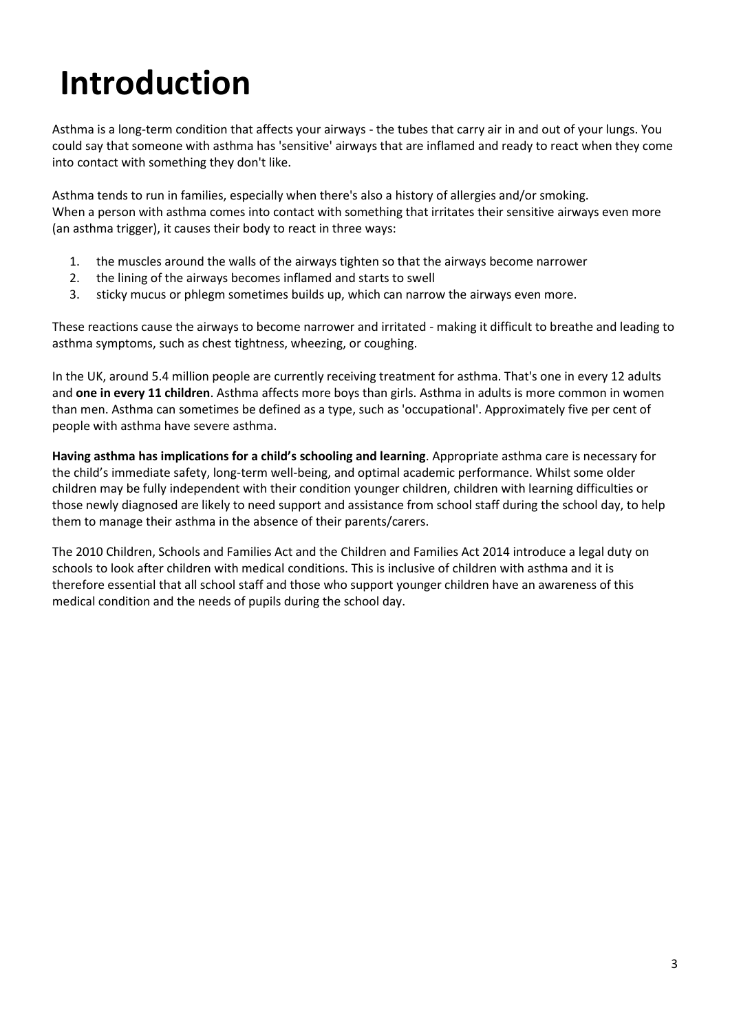# Introduction

Asthma is a long-term condition that affects your airways - the tubes that carry air in and out of your lungs. You could say that someone with asthma has 'sensitive' airways that are inflamed and ready to react when they come into contact with something they don't like.

Asthma tends to run in families, especially when there's also a history of allergies and/or smoking.
When a person with asthma comes into contact with something that irritates their sensitive airways even more (an asthma trigger), it causes their body to react in three ways:

1. the muscles around the walls of the airways tighten so that the airways become narrower
2. the lining of the airways becomes inflamed and starts to swell
3. sticky mucus or phlegm sometimes builds up, which can narrow the airways even more.

These reactions cause the airways to become narrower and irritated - making it difficult to breathe and leading to asthma symptoms, such as chest tightness, wheezing, or coughing.

In the UK, around 5.4 million people are currently receiving treatment for asthma. That's one in every 12 adults and **one in every 11 children**. Asthma affects more boys than girls. Asthma in adults is more common in women than men. Asthma can sometimes be defined as a type, such as 'occupational'. Approximately five per cent of people with asthma have severe asthma.

**Having asthma has implications for a child's schooling and learning**. Appropriate asthma care is necessary for the child's immediate safety, long-term well-being, and optimal academic performance. Whilst some older children may be fully independent with their condition younger children, children with learning difficulties or those newly diagnosed are likely to need support and assistance from school staff during the school day, to help them to manage their asthma in the absence of their parents/carers.

The 2010 Children, Schools and Families Act and the Children and Families Act 2014 introduce a legal duty on schools to look after children with medical conditions. This is inclusive of children with asthma and it is therefore essential that all school staff and those who support younger children have an awareness of this medical condition and the needs of pupils during the school day.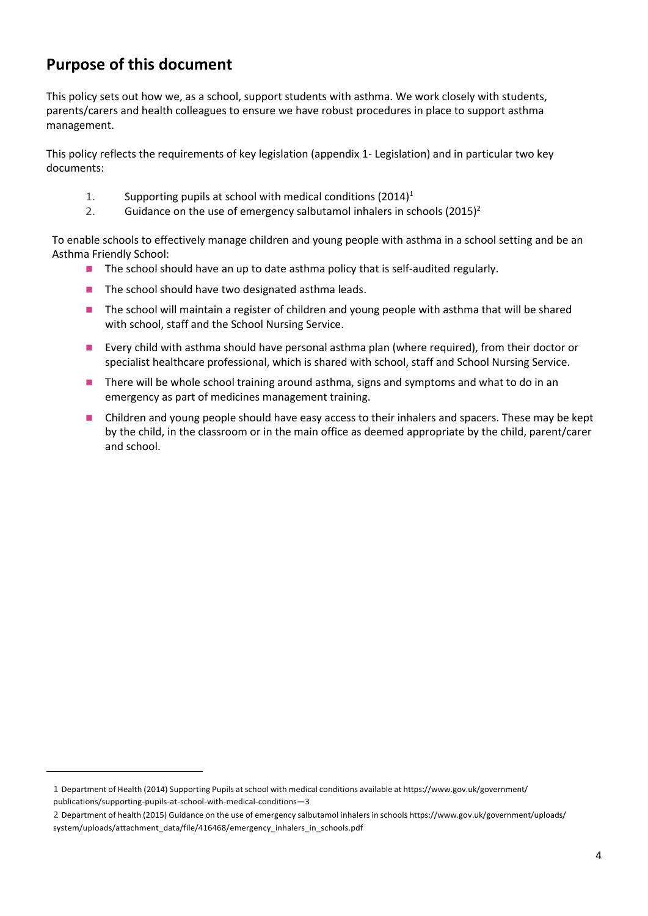## Purpose of this document

This policy sets out how we, as a school, support students with asthma. We work closely with students, parents/carers and health colleagues to ensure we have robust procedures in place to support asthma management.

This policy reflects the requirements of key legislation (appendix 1- Legislation) and in particular two key documents:

1. Supporting pupils at school with medical conditions (2014)[1]
2. Guidance on the use of emergency salbutamol inhalers in schools (2015)[2]

To enable schools to effectively manage children and young people with asthma in a school setting and be an Asthma Friendly School:

- The school should have an up to date asthma policy that is self-audited regularly.
- The school should have two designated asthma leads.
- The school will maintain a register of children and young people with asthma that will be shared with school, staff and the School Nursing Service.
- Every child with asthma should have personal asthma plan (where required), from their doctor or specialist healthcare professional, which is shared with school, staff and School Nursing Service.
- There will be whole school training around asthma, signs and symptoms and what to do in an emergency as part of medicines management training.
- Children and young people should have easy access to their inhalers and spacers. These may be kept by the child, in the classroom or in the main office as deemed appropriate by the child, parent/carer and school.

---

1 Department of Health (2014) Supporting Pupils at school with medical conditions available at https://www.gov.uk/government/publications/supporting-pupils-at-school-with-medical-conditions—3

2 Department of health (2015) Guidance on the use of emergency salbutamol inhalers in schools https://www.gov.uk/government/uploads/system/uploads/attachment_data/file/416468/emergency_inhalers_in_schools.pdf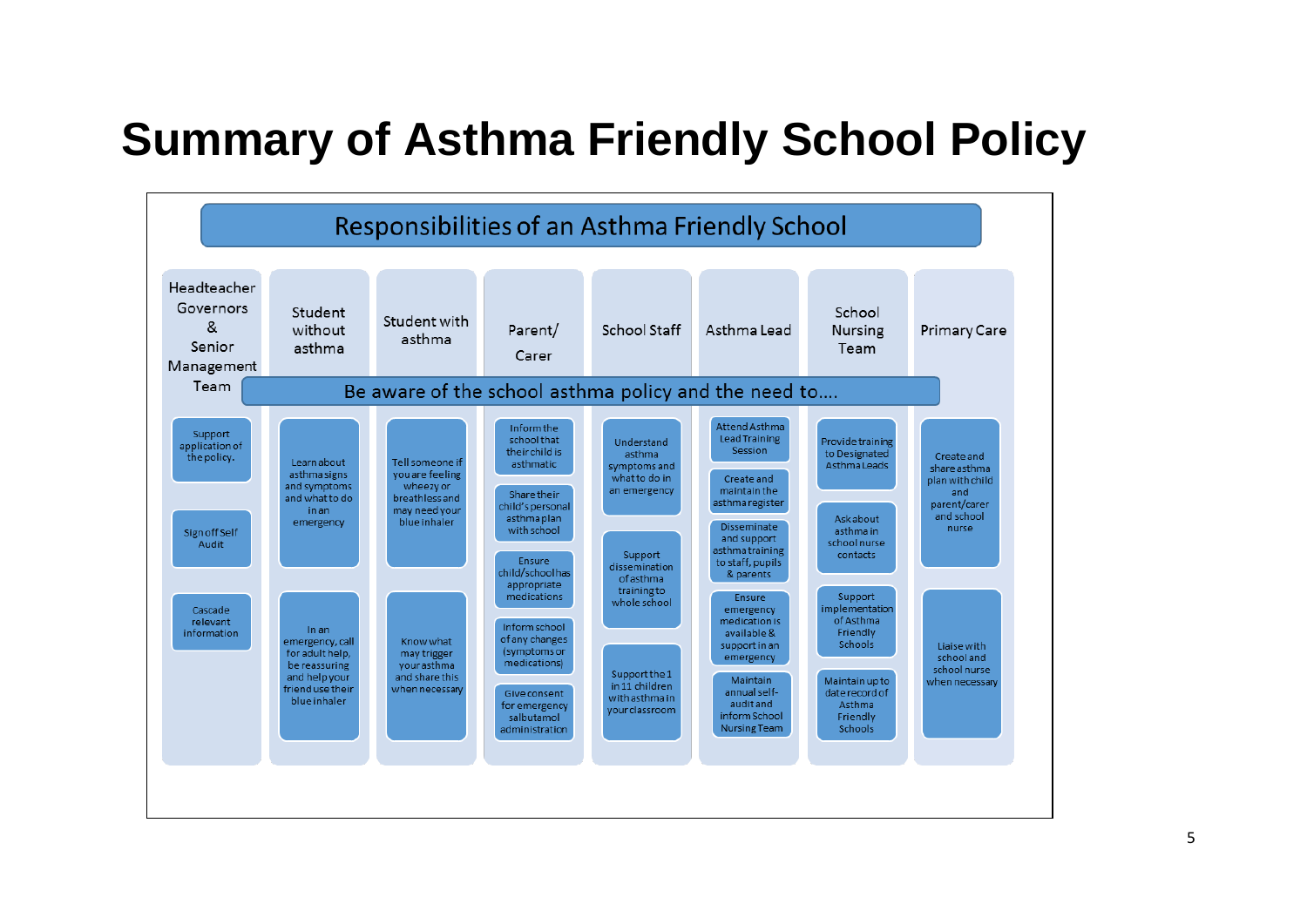# Summary of Asthma Friendly School Policy

## Responsibilities of an Asthma Friendly School

**Be aware of the school asthma policy and the need to….**

| Headteacher Governors & Senior Management Team | Student without asthma | Student with asthma | Parent/ Carer | School Staff | Asthma Lead | School Nursing Team | Primary Care |
|---|---|---|---|---|---|---|---|
| Support application of the policy. | Learn about asthma signs and symptoms and what to do in an emergency | Tell someone if you are feeling wheezy or breathless and may need your blue inhaler | Inform the school that their child is asthmatic | Understand asthma symptoms and what to do in an emergency | Attend Asthma Lead Training Session | Provide training to Designated Asthma Leads | Create and share asthma plan with child and parent/carer and school nurse |
| Sign off Self Audit | In an emergency, call for adult help, be reassuring and help your friend use their blue inhaler | Know what may trigger your asthma and share this when necessary | Share their child's personal asthma plan with school | Support dissemination of asthma training to whole school | Create and maintain the asthma register | Ask about asthma in school nurse contacts | Liaise with school and school nurse when necessary |
| Cascade relevant information | | | Ensure child/school has appropriate medications | Support the 1 in 11 children with asthma in your classroom | Disseminate and support asthma training to staff, pupils & parents | Support implementation of Asthma Friendly Schools | |
| | | | Inform school of any changes (symptoms or medications) | | Ensure emergency medication is available & support in an emergency | Maintain up to date record of Asthma Friendly Schools | |
| | | | Give consent for emergency salbutamol administration | | Maintain annual self-audit and inform School Nursing Team | | |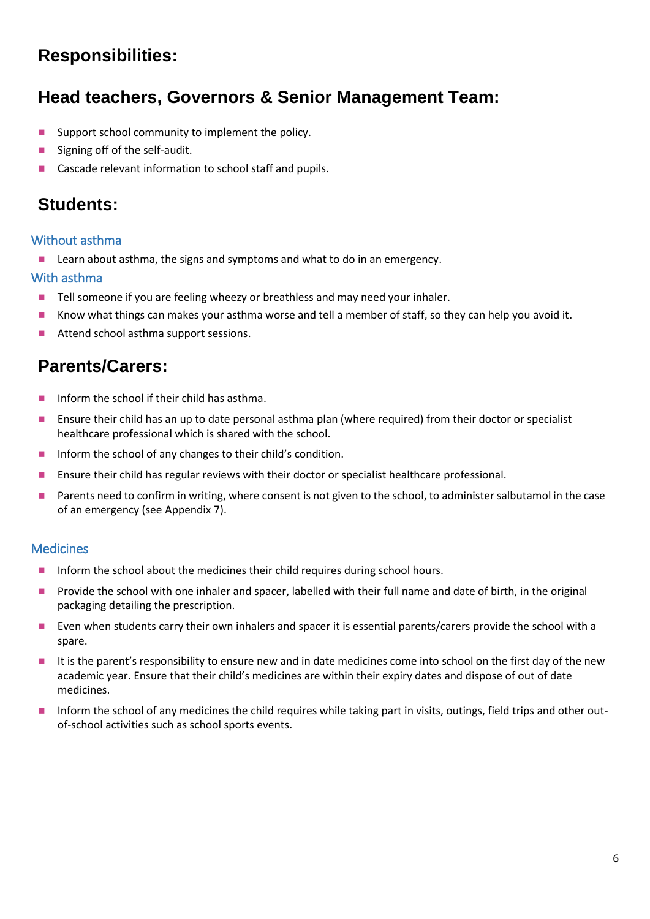# Responsibilities:

## Head teachers, Governors & Senior Management Team:

- Support school community to implement the policy.
- Signing off of the self-audit.
- Cascade relevant information to school staff and pupils.

## Students:

### Without asthma

- Learn about asthma, the signs and symptoms and what to do in an emergency.

### With asthma

- Tell someone if you are feeling wheezy or breathless and may need your inhaler.
- Know what things can makes your asthma worse and tell a member of staff, so they can help you avoid it.
- Attend school asthma support sessions.

## Parents/Carers:

- Inform the school if their child has asthma.
- Ensure their child has an up to date personal asthma plan (where required) from their doctor or specialist healthcare professional which is shared with the school.
- Inform the school of any changes to their child's condition.
- Ensure their child has regular reviews with their doctor or specialist healthcare professional.
- Parents need to confirm in writing, where consent is not given to the school, to administer salbutamol in the case of an emergency (see Appendix 7).

### Medicines

- Inform the school about the medicines their child requires during school hours.
- Provide the school with one inhaler and spacer, labelled with their full name and date of birth, in the original packaging detailing the prescription.
- Even when students carry their own inhalers and spacer it is essential parents/carers provide the school with a spare.
- It is the parent's responsibility to ensure new and in date medicines come into school on the first day of the new academic year. Ensure that their child's medicines are within their expiry dates and dispose of out of date medicines.
- Inform the school of any medicines the child requires while taking part in visits, outings, field trips and other out-of-school activities such as school sports events.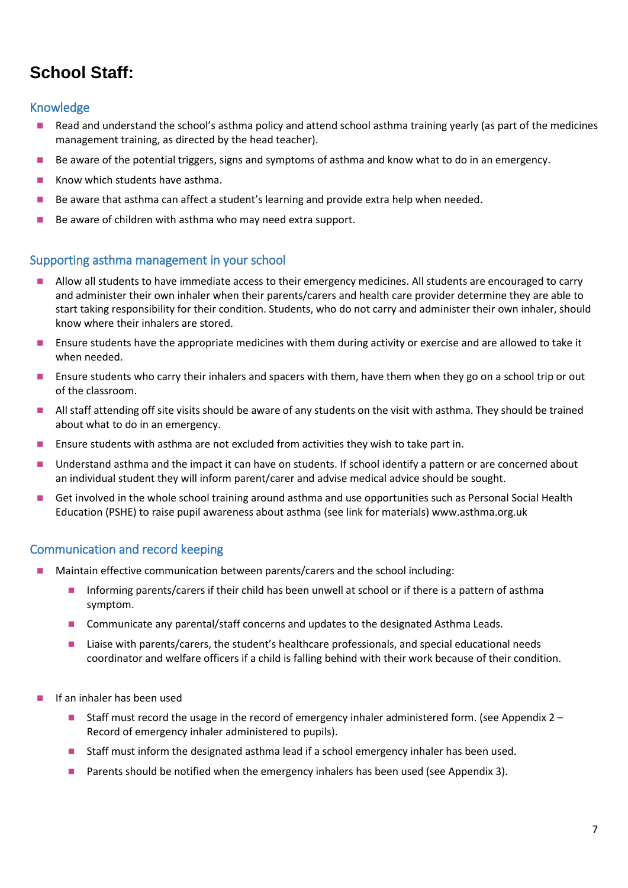# School Staff:

## Knowledge

- Read and understand the school's asthma policy and attend school asthma training yearly (as part of the medicines management training, as directed by the head teacher).
- Be aware of the potential triggers, signs and symptoms of asthma and know what to do in an emergency.
- Know which students have asthma.
- Be aware that asthma can affect a student's learning and provide extra help when needed.
- Be aware of children with asthma who may need extra support.

## Supporting asthma management in your school

- Allow all students to have immediate access to their emergency medicines. All students are encouraged to carry and administer their own inhaler when their parents/carers and health care provider determine they are able to start taking responsibility for their condition. Students, who do not carry and administer their own inhaler, should know where their inhalers are stored.
- Ensure students have the appropriate medicines with them during activity or exercise and are allowed to take it when needed.
- Ensure students who carry their inhalers and spacers with them, have them when they go on a school trip or out of the classroom.
- All staff attending off site visits should be aware of any students on the visit with asthma. They should be trained about what to do in an emergency.
- Ensure students with asthma are not excluded from activities they wish to take part in.
- Understand asthma and the impact it can have on students. If school identify a pattern or are concerned about an individual student they will inform parent/carer and advise medical advice should be sought.
- Get involved in the whole school training around asthma and use opportunities such as Personal Social Health Education (PSHE) to raise pupil awareness about asthma (see link for materials) www.asthma.org.uk

## Communication and record keeping

- Maintain effective communication between parents/carers and the school including:
  - Informing parents/carers if their child has been unwell at school or if there is a pattern of asthma symptom.
  - Communicate any parental/staff concerns and updates to the designated Asthma Leads.
  - Liaise with parents/carers, the student's healthcare professionals, and special educational needs coordinator and welfare officers if a child is falling behind with their work because of their condition.

- If an inhaler has been used
  - Staff must record the usage in the record of emergency inhaler administered form. (see Appendix 2 – Record of emergency inhaler administered to pupils).
  - Staff must inform the designated asthma lead if a school emergency inhaler has been used.
  - Parents should be notified when the emergency inhalers has been used (see Appendix 3).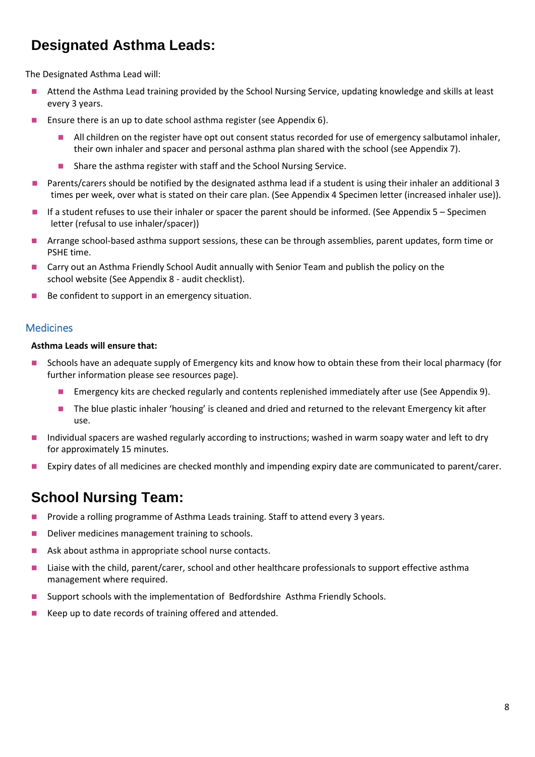## Designated Asthma Leads:

The Designated Asthma Lead will:

- Attend the Asthma Lead training provided by the School Nursing Service, updating knowledge and skills at least every 3 years.
- Ensure there is an up to date school asthma register (see Appendix 6).
    - All children on the register have opt out consent status recorded for use of emergency salbutamol inhaler, their own inhaler and spacer and personal asthma plan shared with the school (see Appendix 7).
    - Share the asthma register with staff and the School Nursing Service.
- Parents/carers should be notified by the designated asthma lead if a student is using their inhaler an additional 3 times per week, over what is stated on their care plan. (See Appendix 4 Specimen letter (increased inhaler use)).
- If a student refuses to use their inhaler or spacer the parent should be informed. (See Appendix 5 – Specimen letter (refusal to use inhaler/spacer))
- Arrange school-based asthma support sessions, these can be through assemblies, parent updates, form time or PSHE time.
- Carry out an Asthma Friendly School Audit annually with Senior Team and publish the policy on the school website (See Appendix 8 - audit checklist).
- Be confident to support in an emergency situation.

### Medicines

**Asthma Leads will ensure that:**

- Schools have an adequate supply of Emergency kits and know how to obtain these from their local pharmacy (for further information please see resources page).
    - Emergency kits are checked regularly and contents replenished immediately after use (See Appendix 9).
    - The blue plastic inhaler 'housing' is cleaned and dried and returned to the relevant Emergency kit after use.
- Individual spacers are washed regularly according to instructions; washed in warm soapy water and left to dry for approximately 15 minutes.
- Expiry dates of all medicines are checked monthly and impending expiry date are communicated to parent/carer.

## School Nursing Team:

- Provide a rolling programme of Asthma Leads training. Staff to attend every 3 years.
- Deliver medicines management training to schools.
- Ask about asthma in appropriate school nurse contacts.
- Liaise with the child, parent/carer, school and other healthcare professionals to support effective asthma management where required.
- Support schools with the implementation of Bedfordshire Asthma Friendly Schools.
- Keep up to date records of training offered and attended.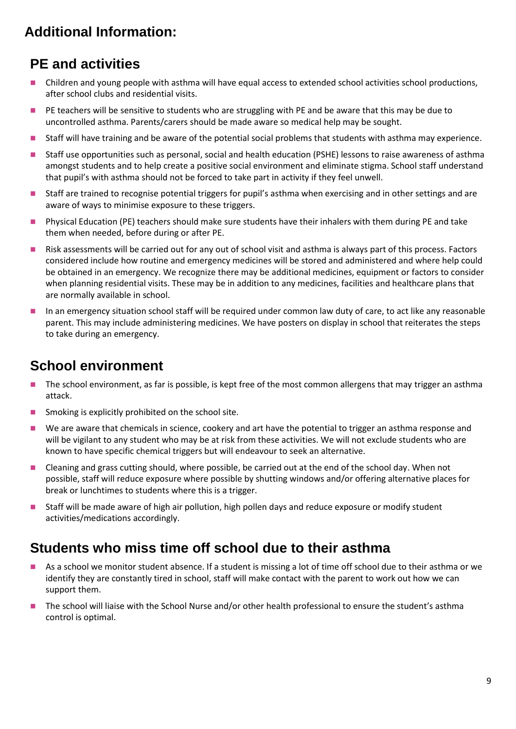## Additional Information:

### PE and activities

- Children and young people with asthma will have equal access to extended school activities school productions, after school clubs and residential visits.
- PE teachers will be sensitive to students who are struggling with PE and be aware that this may be due to uncontrolled asthma. Parents/carers should be made aware so medical help may be sought.
- Staff will have training and be aware of the potential social problems that students with asthma may experience.
- Staff use opportunities such as personal, social and health education (PSHE) lessons to raise awareness of asthma amongst students and to help create a positive social environment and eliminate stigma. School staff understand that pupil's with asthma should not be forced to take part in activity if they feel unwell.
- Staff are trained to recognise potential triggers for pupil's asthma when exercising and in other settings and are aware of ways to minimise exposure to these triggers.
- Physical Education (PE) teachers should make sure students have their inhalers with them during PE and take them when needed, before during or after PE.
- Risk assessments will be carried out for any out of school visit and asthma is always part of this process. Factors considered include how routine and emergency medicines will be stored and administered and where help could be obtained in an emergency. We recognize there may be additional medicines, equipment or factors to consider when planning residential visits. These may be in addition to any medicines, facilities and healthcare plans that are normally available in school.
- In an emergency situation school staff will be required under common law duty of care, to act like any reasonable parent. This may include administering medicines. We have posters on display in school that reiterates the steps to take during an emergency.

### School environment

- The school environment, as far is possible, is kept free of the most common allergens that may trigger an asthma attack.
- Smoking is explicitly prohibited on the school site.
- We are aware that chemicals in science, cookery and art have the potential to trigger an asthma response and will be vigilant to any student who may be at risk from these activities. We will not exclude students who are known to have specific chemical triggers but will endeavour to seek an alternative.
- Cleaning and grass cutting should, where possible, be carried out at the end of the school day. When not possible, staff will reduce exposure where possible by shutting windows and/or offering alternative places for break or lunchtimes to students where this is a trigger.
- Staff will be made aware of high air pollution, high pollen days and reduce exposure or modify student activities/medications accordingly.

### Students who miss time off school due to their asthma

- As a school we monitor student absence. If a student is missing a lot of time off school due to their asthma or we identify they are constantly tired in school, staff will make contact with the parent to work out how we can support them.
- The school will liaise with the School Nurse and/or other health professional to ensure the student's asthma control is optimal.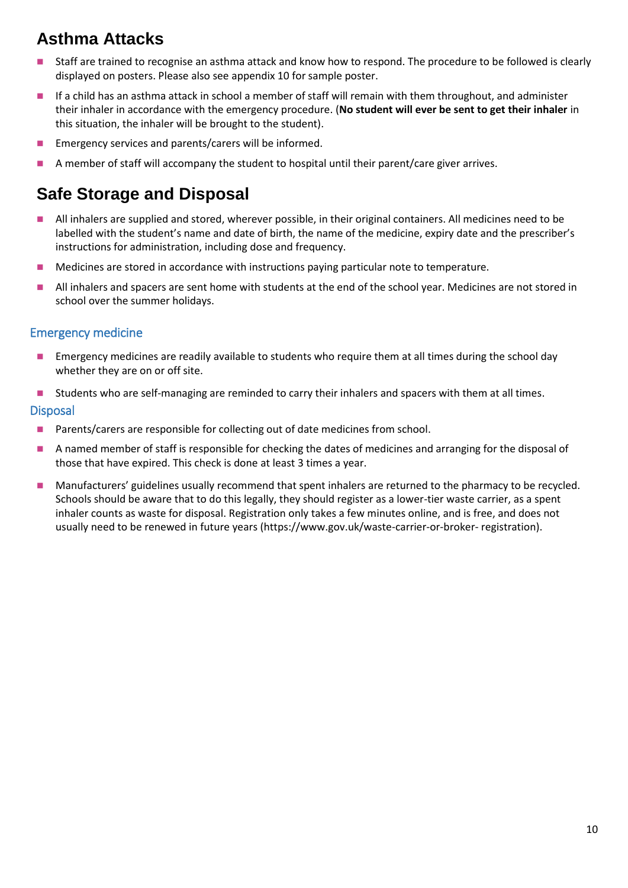## Asthma Attacks

- Staff are trained to recognise an asthma attack and know how to respond. The procedure to be followed is clearly displayed on posters. Please also see appendix 10 for sample poster.
- If a child has an asthma attack in school a member of staff will remain with them throughout, and administer their inhaler in accordance with the emergency procedure. (**No student will ever be sent to get their inhaler** in this situation, the inhaler will be brought to the student).
- Emergency services and parents/carers will be informed.
- A member of staff will accompany the student to hospital until their parent/care giver arrives.

## Safe Storage and Disposal

- All inhalers are supplied and stored, wherever possible, in their original containers. All medicines need to be labelled with the student's name and date of birth, the name of the medicine, expiry date and the prescriber's instructions for administration, including dose and frequency.
- Medicines are stored in accordance with instructions paying particular note to temperature.
- All inhalers and spacers are sent home with students at the end of the school year. Medicines are not stored in school over the summer holidays.

### Emergency medicine

- Emergency medicines are readily available to students who require them at all times during the school day whether they are on or off site.
- Students who are self-managing are reminded to carry their inhalers and spacers with them at all times.

### Disposal

- Parents/carers are responsible for collecting out of date medicines from school.
- A named member of staff is responsible for checking the dates of medicines and arranging for the disposal of those that have expired. This check is done at least 3 times a year.
- Manufacturers' guidelines usually recommend that spent inhalers are returned to the pharmacy to be recycled. Schools should be aware that to do this legally, they should register as a lower-tier waste carrier, as a spent inhaler counts as waste for disposal. Registration only takes a few minutes online, and is free, and does not usually need to be renewed in future years (https://www.gov.uk/waste-carrier-or-broker- registration).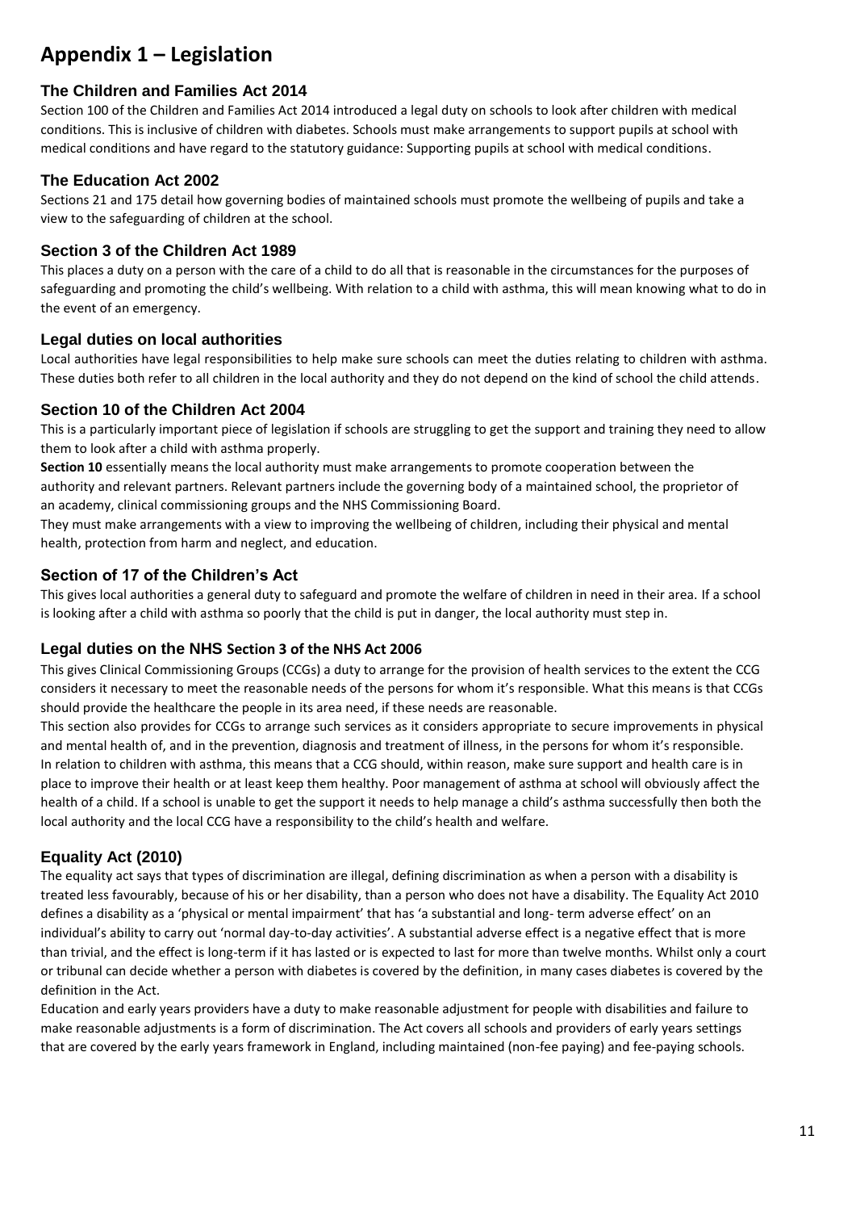# Appendix 1 – Legislation

### The Children and Families Act 2014

Section 100 of the Children and Families Act 2014 introduced a legal duty on schools to look after children with medical conditions. This is inclusive of children with diabetes. Schools must make arrangements to support pupils at school with medical conditions and have regard to the statutory guidance: Supporting pupils at school with medical conditions.

### The Education Act 2002

Sections 21 and 175 detail how governing bodies of maintained schools must promote the wellbeing of pupils and take a view to the safeguarding of children at the school.

### Section 3 of the Children Act 1989

This places a duty on a person with the care of a child to do all that is reasonable in the circumstances for the purposes of safeguarding and promoting the child's wellbeing. With relation to a child with asthma, this will mean knowing what to do in the event of an emergency.

### Legal duties on local authorities

Local authorities have legal responsibilities to help make sure schools can meet the duties relating to children with asthma. These duties both refer to all children in the local authority and they do not depend on the kind of school the child attends.

### Section 10 of the Children Act 2004

This is a particularly important piece of legislation if schools are struggling to get the support and training they need to allow them to look after a child with asthma properly.

**Section 10** essentially means the local authority must make arrangements to promote cooperation between the authority and relevant partners. Relevant partners include the governing body of a maintained school, the proprietor of an academy, clinical commissioning groups and the NHS Commissioning Board.

They must make arrangements with a view to improving the wellbeing of children, including their physical and mental health, protection from harm and neglect, and education.

### Section of 17 of the Children's Act

This gives local authorities a general duty to safeguard and promote the welfare of children in need in their area. If a school is looking after a child with asthma so poorly that the child is put in danger, the local authority must step in.

### Legal duties on the NHS Section 3 of the NHS Act 2006

This gives Clinical Commissioning Groups (CCGs) a duty to arrange for the provision of health services to the extent the CCG considers it necessary to meet the reasonable needs of the persons for whom it's responsible. What this means is that CCGs should provide the healthcare the people in its area need, if these needs are reasonable.

This section also provides for CCGs to arrange such services as it considers appropriate to secure improvements in physical and mental health of, and in the prevention, diagnosis and treatment of illness, in the persons for whom it's responsible.

In relation to children with asthma, this means that a CCG should, within reason, make sure support and health care is in place to improve their health or at least keep them healthy. Poor management of asthma at school will obviously affect the health of a child. If a school is unable to get the support it needs to help manage a child's asthma successfully then both the local authority and the local CCG have a responsibility to the child's health and welfare.

### Equality Act (2010)

The equality act says that types of discrimination are illegal, defining discrimination as when a person with a disability is treated less favourably, because of his or her disability, than a person who does not have a disability. The Equality Act 2010 defines a disability as a 'physical or mental impairment' that has 'a substantial and long- term adverse effect' on an individual's ability to carry out 'normal day-to-day activities'. A substantial adverse effect is a negative effect that is more than trivial, and the effect is long-term if it has lasted or is expected to last for more than twelve months. Whilst only a court or tribunal can decide whether a person with diabetes is covered by the definition, in many cases diabetes is covered by the definition in the Act.

Education and early years providers have a duty to make reasonable adjustment for people with disabilities and failure to make reasonable adjustments is a form of discrimination. The Act covers all schools and providers of early years settings that are covered by the early years framework in England, including maintained (non-fee paying) and fee-paying schools.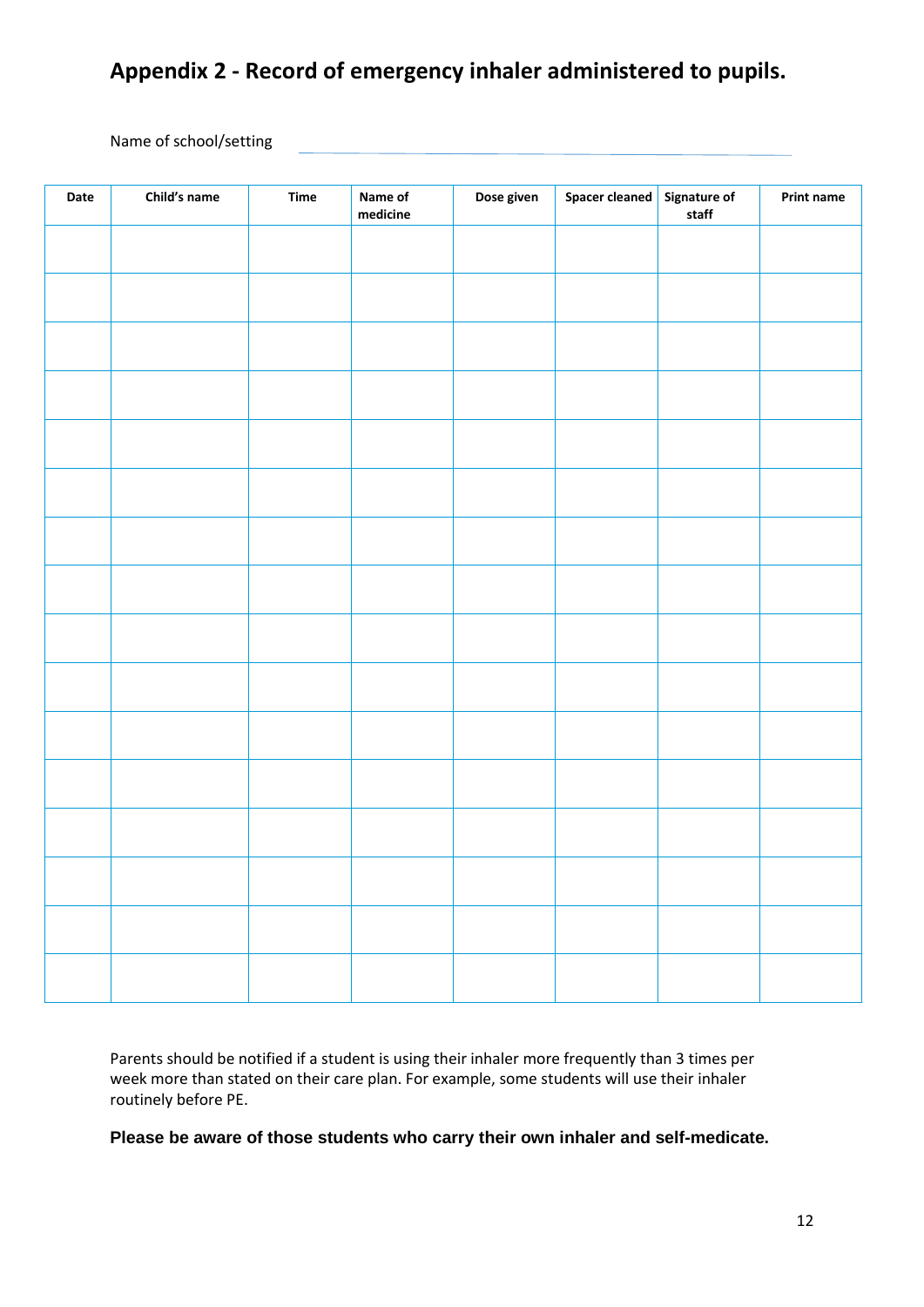## Appendix 2 - Record of emergency inhaler administered to pupils.

Name of school/setting ______________________________________________

| Date | Child's name | Time | Name of medicine | Dose given | Spacer cleaned | Signature of staff | Print name |
|---|---|---|---|---|---|---|---|
| | | | | | | | |
| | | | | | | | |
| | | | | | | | |
| | | | | | | | |
| | | | | | | | |
| | | | | | | | |
| | | | | | | | |
| | | | | | | | |
| | | | | | | | |
| | | | | | | | |
| | | | | | | | |
| | | | | | | | |
| | | | | | | | |
| | | | | | | | |
| | | | | | | | |
| | | | | | | | |

Parents should be notified if a student is using their inhaler more frequently than 3 times per week more than stated on their care plan. For example, some students will use their inhaler routinely before PE.

**Please be aware of those students who carry their own inhaler and self-medicate.**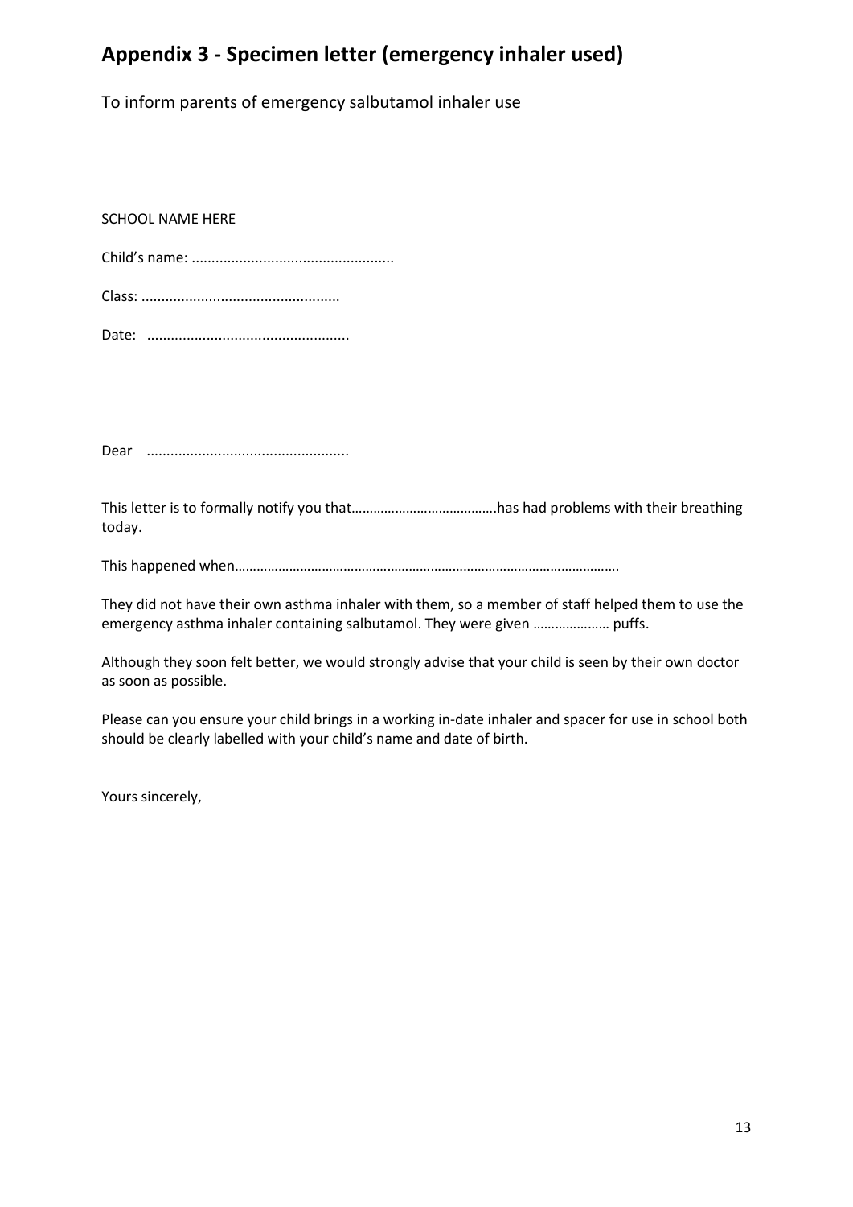## Appendix 3 - Specimen letter (emergency inhaler used)

To inform parents of emergency salbutamol inhaler use

SCHOOL NAME HERE

Child's name: ..................................................

Class: .................................................

Date: ..................................................

Dear ..................................................

This letter is to formally notify you that…………………………………has had problems with their breathing today.

This happened when…………………………………………………………………………………………….

They did not have their own asthma inhaler with them, so a member of staff helped them to use the emergency asthma inhaler containing salbutamol. They were given ………………… puffs.

Although they soon felt better, we would strongly advise that your child is seen by their own doctor as soon as possible.

Please can you ensure your child brings in a working in-date inhaler and spacer for use in school both should be clearly labelled with your child's name and date of birth.

Yours sincerely,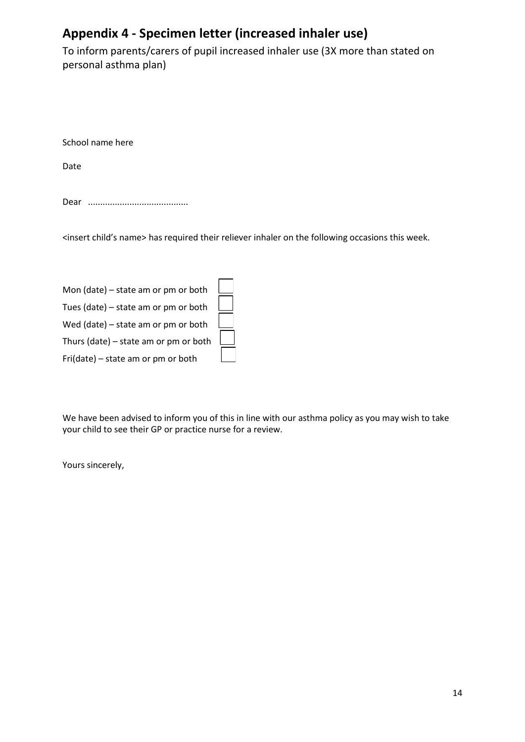## Appendix 4 - Specimen letter (increased inhaler use)

To inform parents/carers of pupil increased inhaler use (3X more than stated on personal asthma plan)

School name here

Date

Dear ........................................

<insert child's name> has required their reliever inhaler on the following occasions this week.

Mon (date) – state am or pm or both ☐
Tues (date) – state am or pm or both ☐
Wed (date) – state am or pm or both ☐
Thurs (date) – state am or pm or both ☐
Fri(date) – state am or pm or both ☐

We have been advised to inform you of this in line with our asthma policy as you may wish to take your child to see their GP or practice nurse for a review.

Yours sincerely,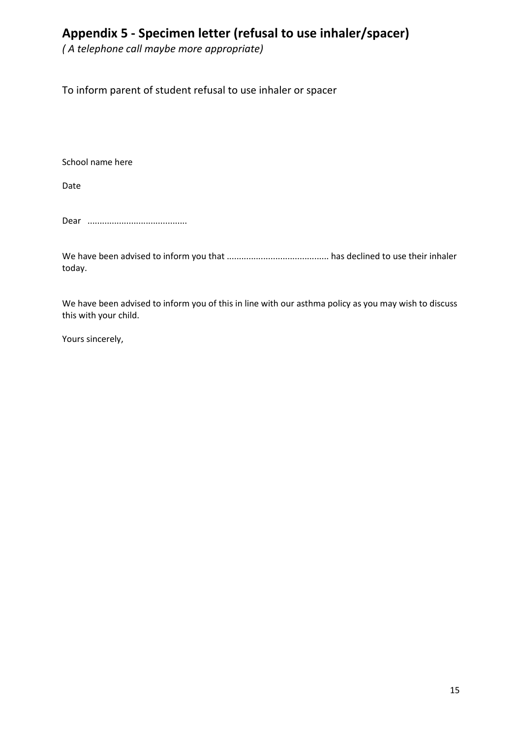## Appendix 5 - Specimen letter (refusal to use inhaler/spacer)

*( A telephone call maybe more appropriate)*

To inform parent of student refusal to use inhaler or spacer

School name here

Date

Dear ........................................

We have been advised to inform you that .......................................... has declined to use their inhaler today.

We have been advised to inform you of this in line with our asthma policy as you may wish to discuss this with your child.

Yours sincerely,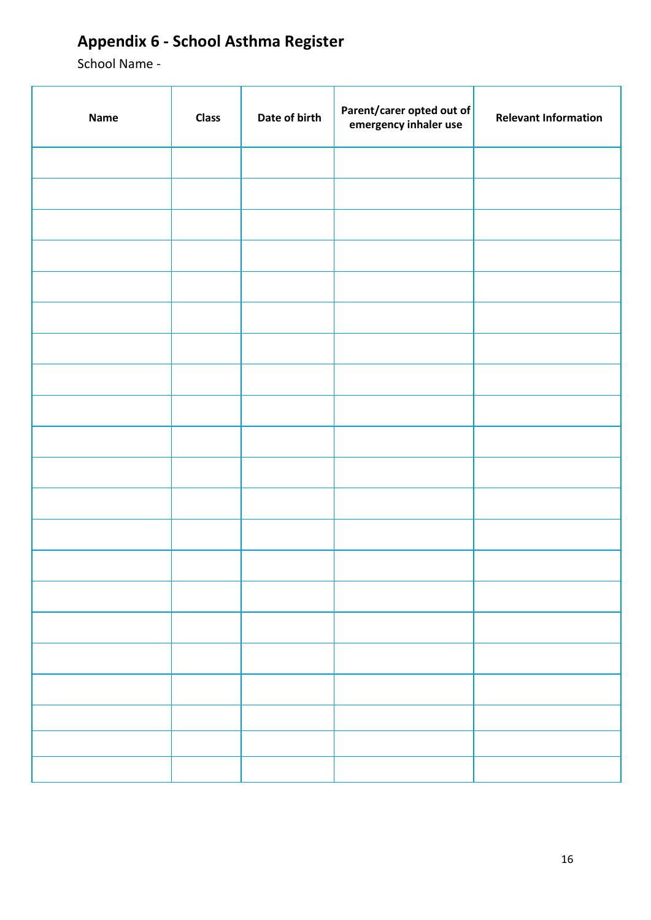## Appendix 6 - School Asthma Register

School Name -

| Name | Class | Date of birth | Parent/carer opted out of emergency inhaler use | Relevant Information |
|---|---|---|---|---|
| | | | | |
| | | | | |
| | | | | |
| | | | | |
| | | | | |
| | | | | |
| | | | | |
| | | | | |
| | | | | |
| | | | | |
| | | | | |
| | | | | |
| | | | | |
| | | | | |
| | | | | |
| | | | | |
| | | | | |
| | | | | |
| | | | | |
| | | | | |
| | | | | |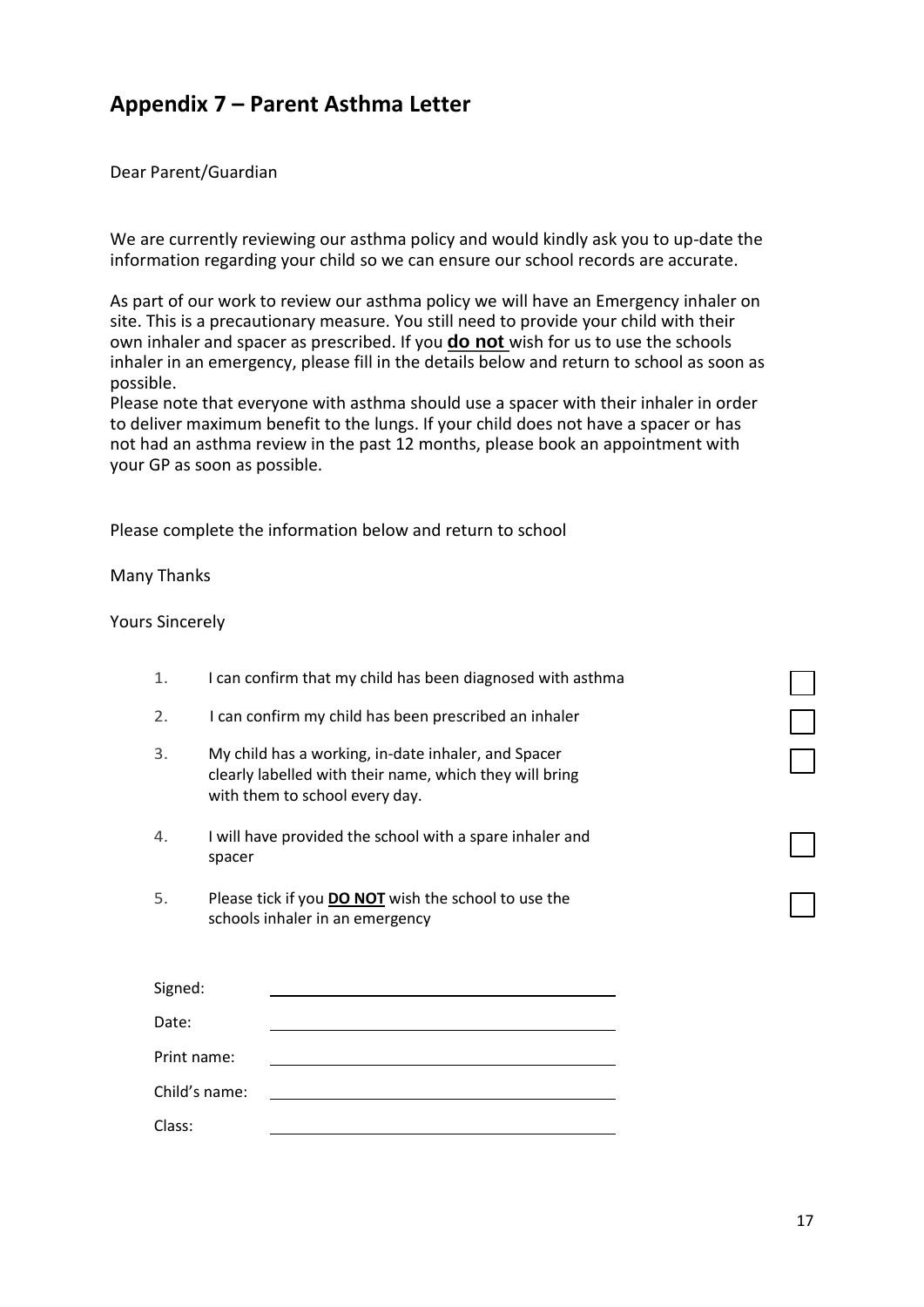## Appendix 7 – Parent Asthma Letter

Dear Parent/Guardian

We are currently reviewing our asthma policy and would kindly ask you to up-date the information regarding your child so we can ensure our school records are accurate.

As part of our work to review our asthma policy we will have an Emergency inhaler on site. This is a precautionary measure. You still need to provide your child with their own inhaler and spacer as prescribed. If you **do not** wish for us to use the schools inhaler in an emergency, please fill in the details below and return to school as soon as possible.
Please note that everyone with asthma should use a spacer with their inhaler in order to deliver maximum benefit to the lungs. If your child does not have a spacer or has not had an asthma review in the past 12 months, please book an appointment with your GP as soon as possible.

Please complete the information below and return to school

Many Thanks

Yours Sincerely

1. I can confirm that my child has been diagnosed with asthma ☐
2. I can confirm my child has been prescribed an inhaler ☐
3. My child has a working, in-date inhaler, and Spacer clearly labelled with their name, which they will bring with them to school every day. ☐
4. I will have provided the school with a spare inhaler and spacer ☐
5. Please tick if you **DO NOT** wish the school to use the schools inhaler in an emergency ☐

Signed: ______________________________

Date: ______________________________

Print name: ______________________________

Child's name: ______________________________

Class: ______________________________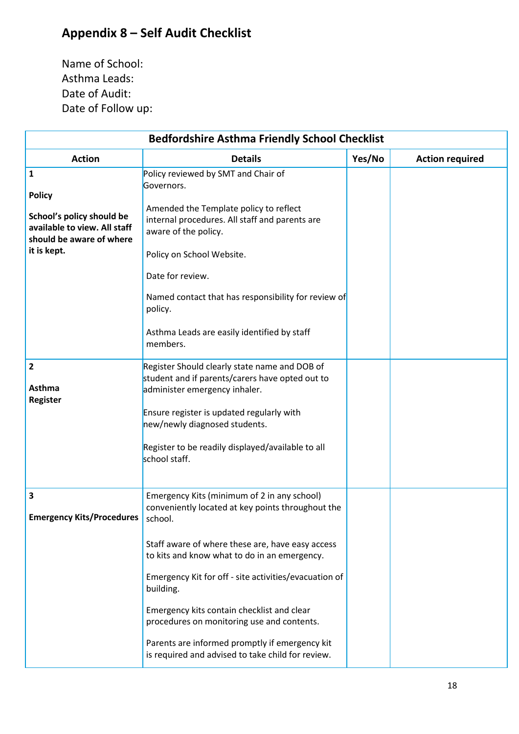## Appendix 8 – Self Audit Checklist

Name of School:
Asthma Leads:
Date of Audit:
Date of Follow up:

| Bedfordshire Asthma Friendly School Checklist | | | |
|---|---|---|---|
| **Action** | **Details** | **Yes/No** | **Action required** |
| **1**<br><br>**Policy**<br><br>**School's policy should be available to view. All staff should be aware of where it is kept.** | Policy reviewed by SMT and Chair of Governors.<br><br>Amended the Template policy to reflect internal procedures. All staff and parents are aware of the policy.<br><br>Policy on School Website.<br><br>Date for review.<br><br>Named contact that has responsibility for review of policy.<br><br>Asthma Leads are easily identified by staff members. | | |
| **2**<br><br>**Asthma Register** | Register Should clearly state name and DOB of student and if parents/carers have opted out to administer emergency inhaler.<br><br>Ensure register is updated regularly with new/newly diagnosed students.<br><br>Register to be readily displayed/available to all school staff. | | |
| **3**<br><br>**Emergency Kits/Procedures** | Emergency Kits (minimum of 2 in any school) conveniently located at key points throughout the school.<br><br>Staff aware of where these are, have easy access to kits and know what to do in an emergency.<br><br>Emergency Kit for off - site activities/evacuation of building.<br><br>Emergency kits contain checklist and clear procedures on monitoring use and contents.<br><br>Parents are informed promptly if emergency kit is required and advised to take child for review. | | |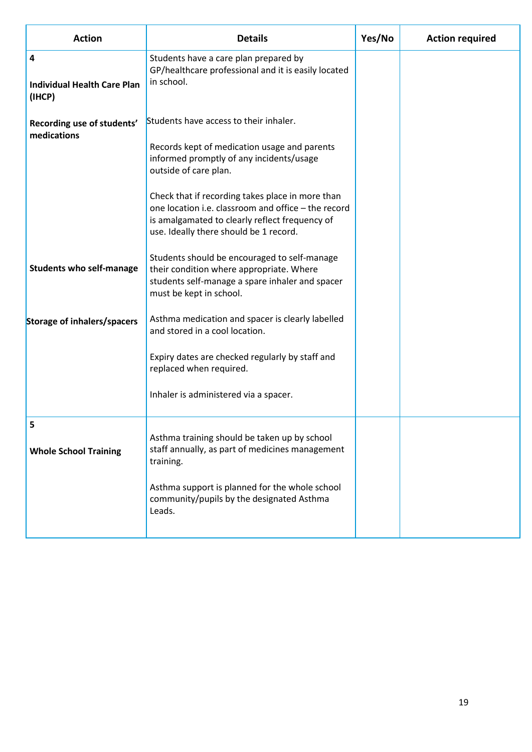| Action | Details | Yes/No | Action required |
|---|---|---|---|
| **4**<br><br>**Individual Health Care Plan (IHCP)** | Students have a care plan prepared by GP/healthcare professional and it is easily located in school. | | |
| **Recording use of students' medications** | Students have access to their inhaler.<br><br>Records kept of medication usage and parents informed promptly of any incidents/usage outside of care plan.<br><br>Check that if recording takes place in more than one location i.e. classroom and office – the record is amalgamated to clearly reflect frequency of use. Ideally there should be 1 record. | | |
| **Students who self-manage** | Students should be encouraged to self-manage their condition where appropriate. Where students self-manage a spare inhaler and spacer must be kept in school. | | |
| **Storage of inhalers/spacers** | Asthma medication and spacer is clearly labelled and stored in a cool location.<br><br>Expiry dates are checked regularly by staff and replaced when required.<br><br>Inhaler is administered via a spacer. | | |
| **5**<br><br>**Whole School Training** | Asthma training should be taken up by school staff annually, as part of medicines management training.<br><br>Asthma support is planned for the whole school community/pupils by the designated Asthma Leads. | | |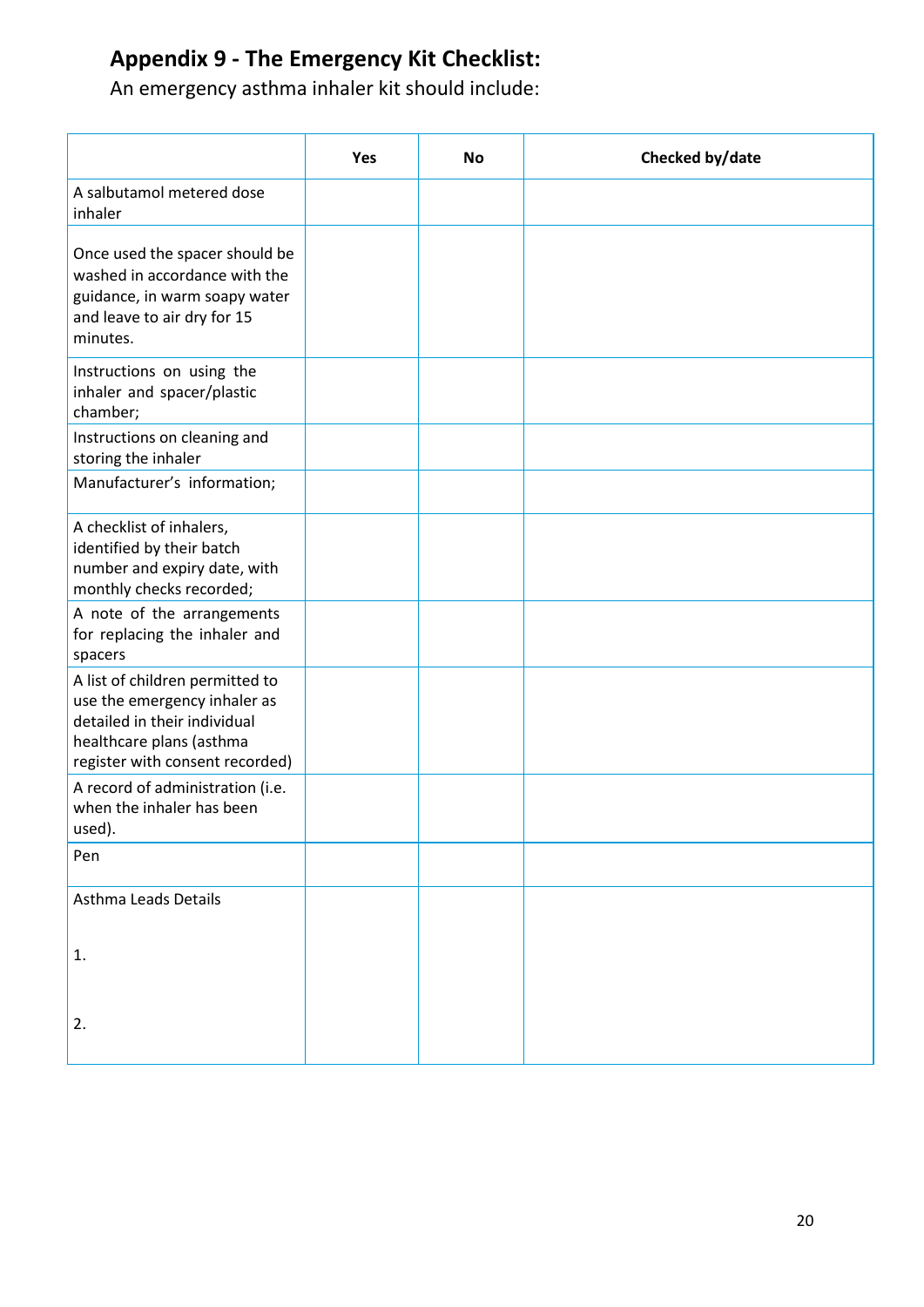## Appendix 9 - The Emergency Kit Checklist:

An emergency asthma inhaler kit should include:

| | Yes | No | Checked by/date |
|---|---|---|---|
| A salbutamol metered dose inhaler | | | |
| Once used the spacer should be washed in accordance with the guidance, in warm soapy water and leave to air dry for 15 minutes. | | | |
| Instructions on using the inhaler and spacer/plastic chamber; | | | |
| Instructions on cleaning and storing the inhaler | | | |
| Manufacturer's information; | | | |
| A checklist of inhalers, identified by their batch number and expiry date, with monthly checks recorded; | | | |
| A note of the arrangements for replacing the inhaler and spacers | | | |
| A list of children permitted to use the emergency inhaler as detailed in their individual healthcare plans (asthma register with consent recorded) | | | |
| A record of administration (i.e. when the inhaler has been used). | | | |
| Pen | | | |
| Asthma Leads Details<br><br>1.<br><br>2. | | | |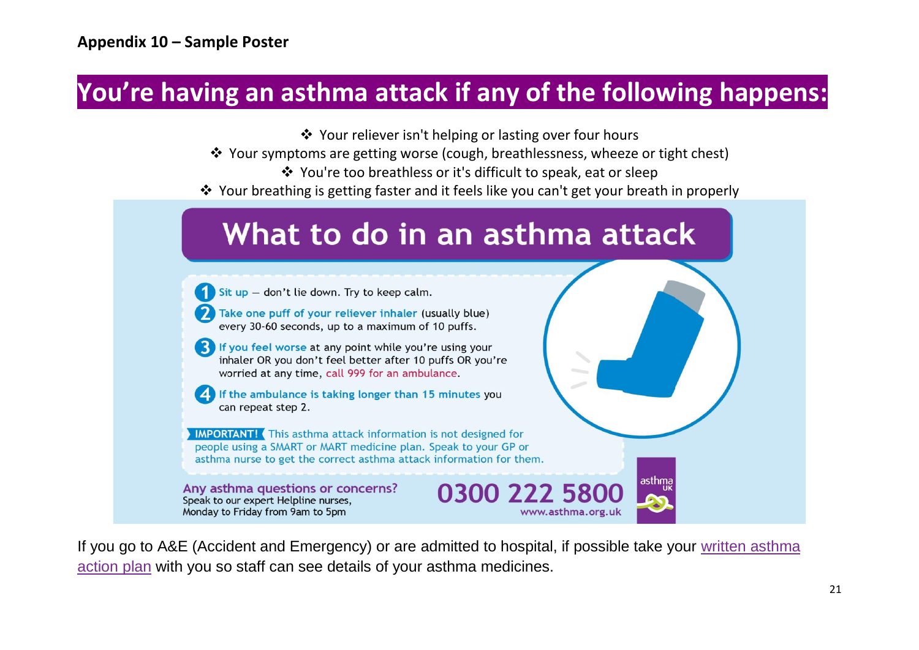**Appendix 10 – Sample Poster**

# You're having an asthma attack if any of the following happens:

- ❖ Your reliever isn't helping or lasting over four hours
- ❖ Your symptoms are getting worse (cough, breathlessness, wheeze or tight chest)
- ❖ You're too breathless or it's difficult to speak, eat or sleep
- ❖ Your breathing is getting faster and it feels like you can't get your breath in properly

## What to do in an asthma attack

1. **Sit up** – don't lie down. Try to keep calm.
2. **Take one puff of your reliever inhaler** (usually blue) every 30-60 seconds, up to a maximum of 10 puffs.
3. **If you feel worse** at any point while you're using your inhaler OR you don't feel better after 10 puffs OR you're worried at any time, **call 999 for an ambulance**.
4. **If the ambulance is taking longer than 15 minutes** you can repeat step 2.

**IMPORTANT!** This asthma attack information is not designed for people using a SMART or MART medicine plan. Speak to your GP or asthma nurse to get the correct asthma attack information for them.

**Any asthma questions or concerns?**
Speak to our expert Helpline nurses,
Monday to Friday from 9am to 5pm

**0300 222 5800**
www.asthma.org.uk

asthma UK

If you go to A&E (Accident and Emergency) or are admitted to hospital, if possible take your written asthma action plan with you so staff can see details of your asthma medicines.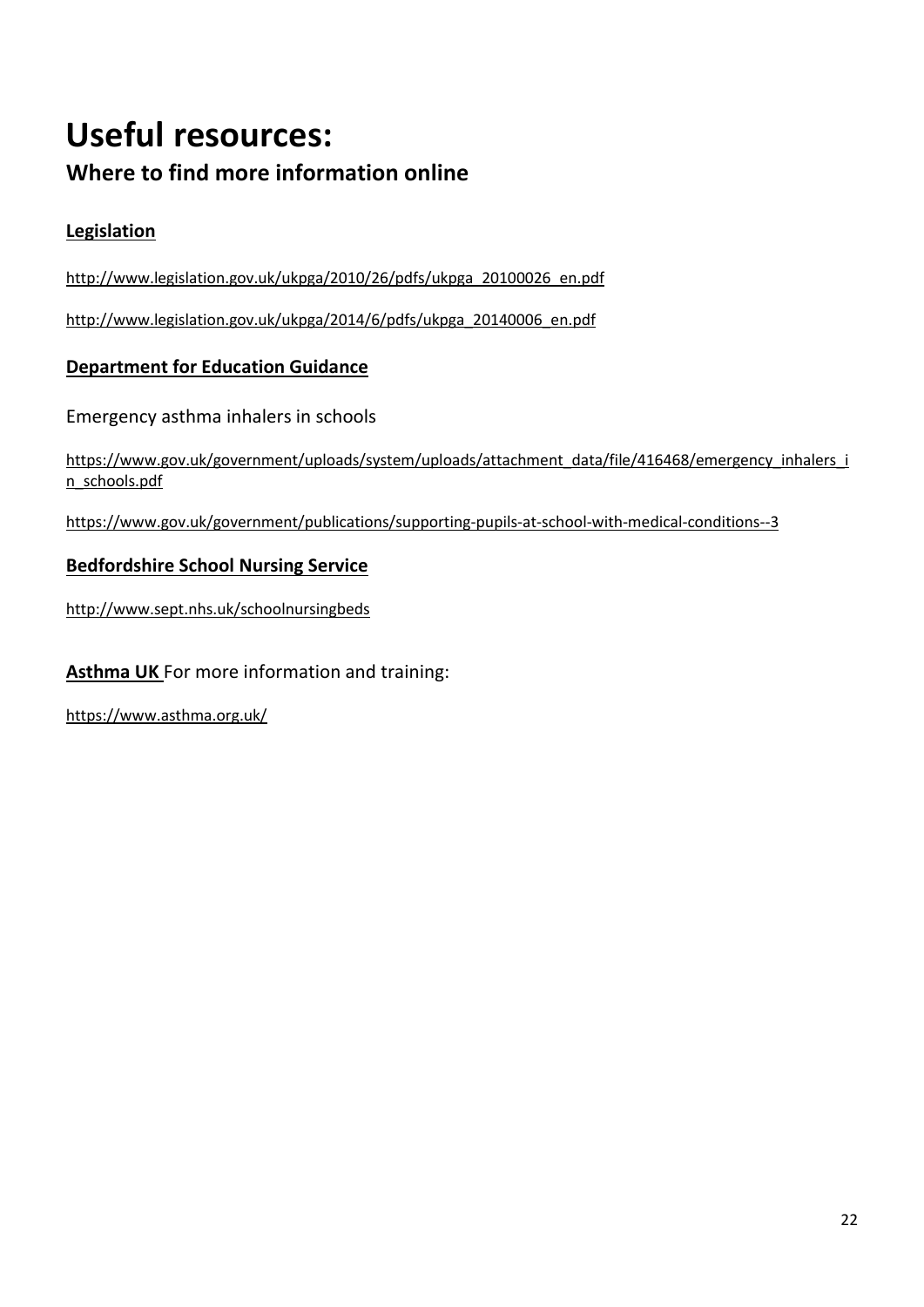# Useful resources:

## Where to find more information online

**Legislation**

http://www.legislation.gov.uk/ukpga/2010/26/pdfs/ukpga_20100026_en.pdf

http://www.legislation.gov.uk/ukpga/2014/6/pdfs/ukpga_20140006_en.pdf

**Department for Education Guidance**

Emergency asthma inhalers in schools

https://www.gov.uk/government/uploads/system/uploads/attachment_data/file/416468/emergency_inhalers_in_schools.pdf

https://www.gov.uk/government/publications/supporting-pupils-at-school-with-medical-conditions--3

**Bedfordshire School Nursing Service**

http://www.sept.nhs.uk/schoolnursingbeds

**Asthma UK** For more information and training:

https://www.asthma.org.uk/